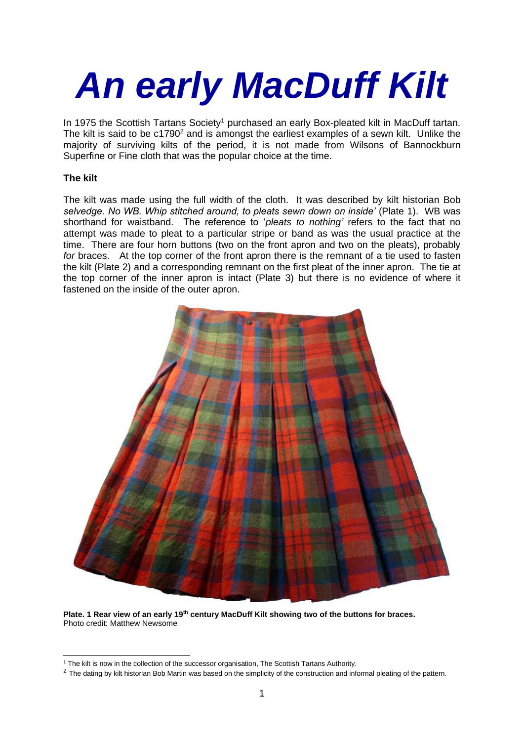# *An early MacDuff Kilt*

In 1975 the Scottish Tartans Society[1] purchased an early Box-pleated kilt in MacDuff tartan. The kilt is said to be c1790[2] and is amongst the earliest examples of a sewn kilt. Unlike the majority of surviving kilts of the period, it is not made from Wilsons of Bannockburn Superfine or Fine cloth that was the popular choice at the time.

**The kilt**

The kilt was made using the full width of the cloth. It was described by kilt historian Bob *selvedge. No WB. Whip stitched around, to pleats sewn down on inside'* (Plate 1). WB was shorthand for waistband. The reference to '*pleats to nothing'* refers to the fact that no attempt was made to pleat to a particular stripe or band as was the usual practice at the time. There are four horn buttons (two on the front apron and two on the pleats), probably *for* braces. At the top corner of the front apron there is the remnant of a tie used to fasten the kilt (Plate 2) and a corresponding remnant on the first pleat of the inner apron. The tie at the top corner of the inner apron is intact (Plate 3) but there is no evidence of where it fastened on the inside of the outer apron.

**Plate. 1 Rear view of an early 19th century MacDuff Kilt showing two of the buttons for braces.**
Photo credit: Matthew Newsome

[1] The kilt is now in the collection of the successor organisation, The Scottish Tartans Authority.

[2] The dating by kilt historian Bob Martin was based on the simplicity of the construction and informal pleating of the pattern.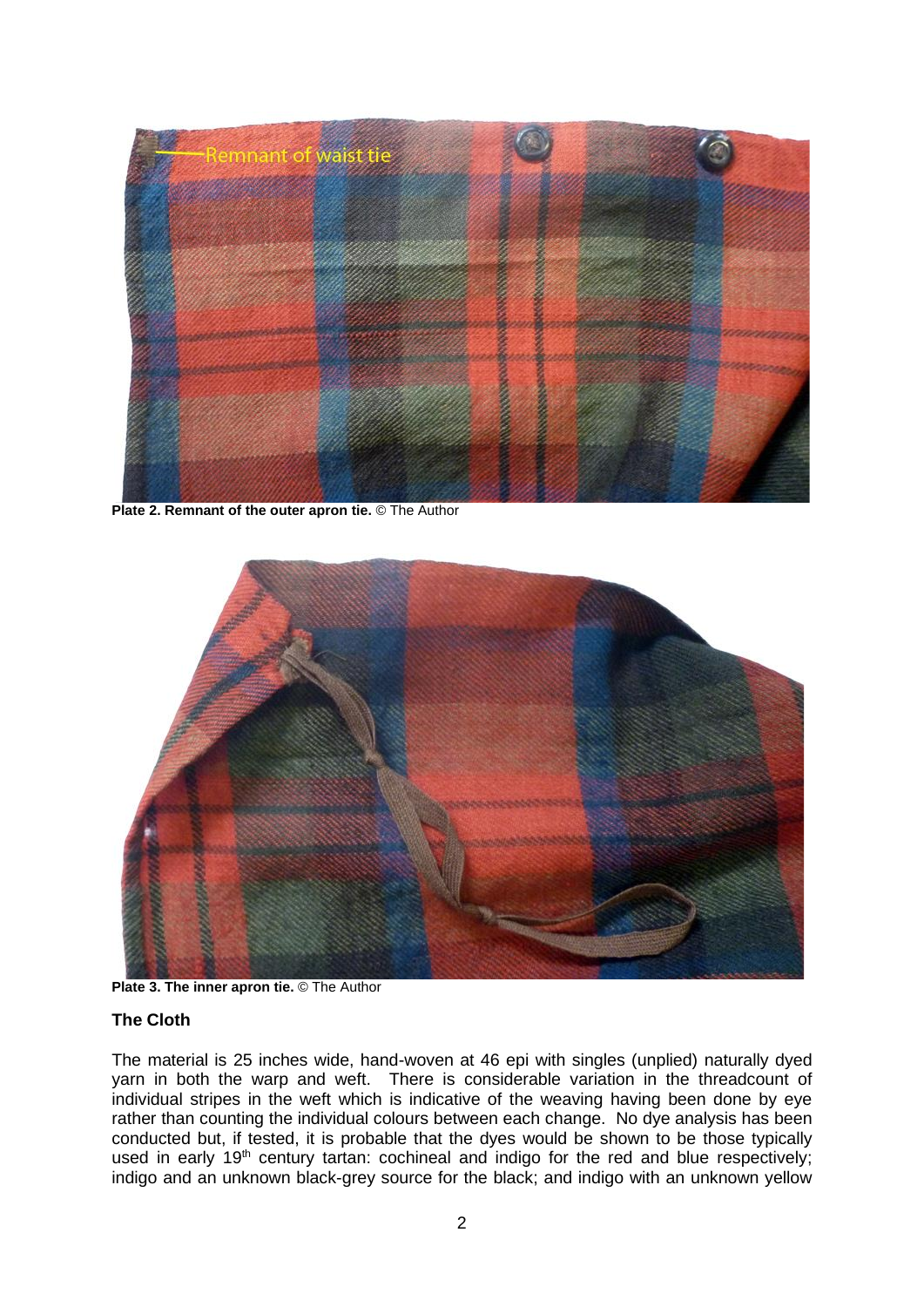Plate 2. **Remnant of the outer apron tie.** © The Author

**Plate 3. The inner apron tie.** © The Author

### The Cloth

The material is 25 inches wide, hand-woven at 46 epi with singles (unplied) naturally dyed yarn in both the warp and weft. There is considerable variation in the threadcount of individual stripes in the weft which is indicative of the weaving having been done by eye rather than counting the individual colours between each change. No dye analysis has been conducted but, if tested, it is probable that the dyes would be shown to be those typically used in early 19th century tartan: cochineal and indigo for the red and blue respectively; indigo and an unknown black-grey source for the black; and indigo with an unknown yellow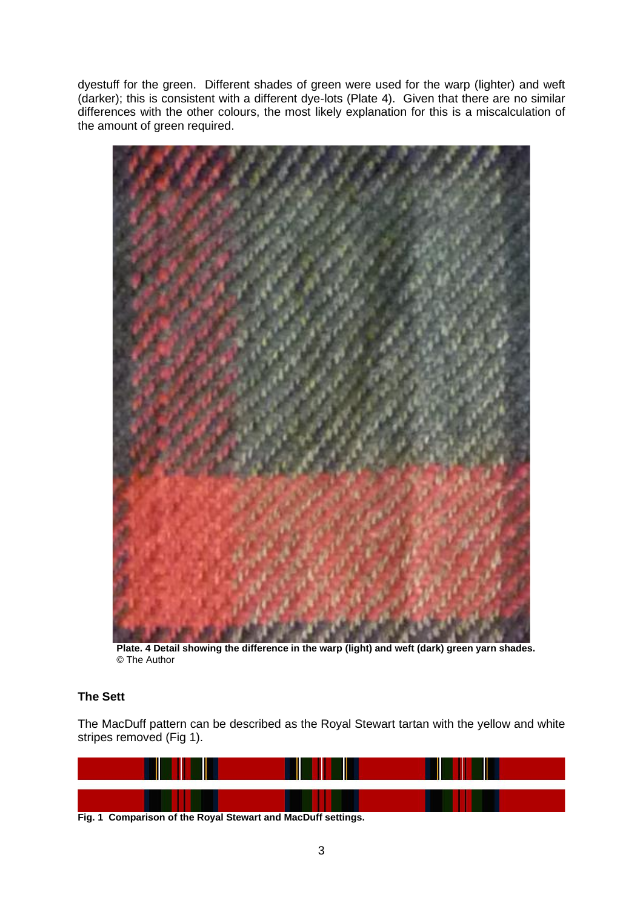dyestuff for the green. Different shades of green were used for the warp (lighter) and weft (darker); this is consistent with a different dye-lots (Plate 4). Given that there are no similar differences with the other colours, the most likely explanation for this is a miscalculation of the amount of green required.

**Plate. 4 Detail showing the difference in the warp (light) and weft (dark) green yarn shades.**
© The Author

### The Sett

The MacDuff pattern can be described as the Royal Stewart tartan with the yellow and white stripes removed (Fig 1).

**Fig. 1 Comparison of the Royal Stewart and MacDuff settings.**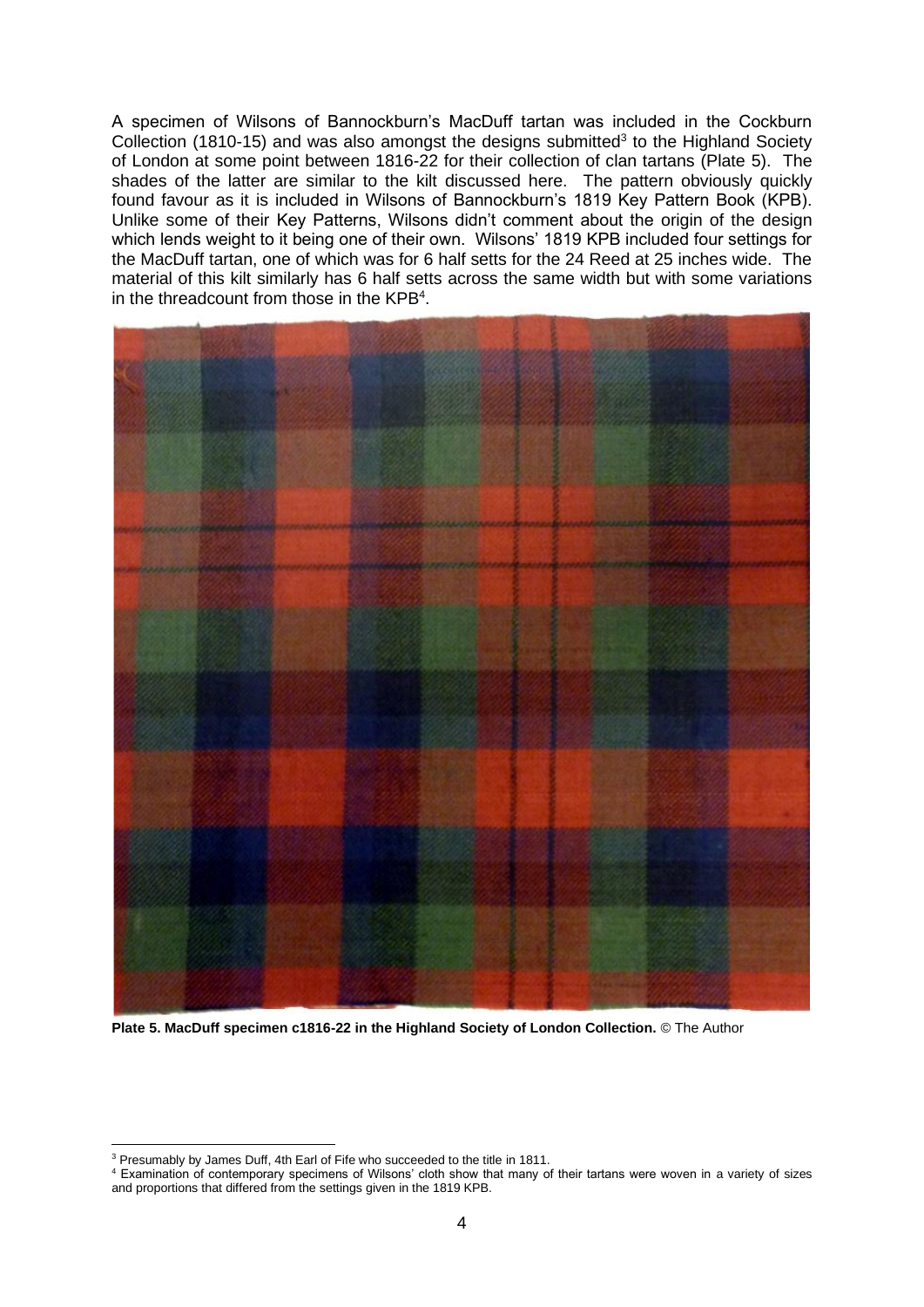A specimen of Wilsons of Bannockburn's MacDuff tartan was included in the Cockburn Collection (1810-15) and was also amongst the designs submitted[3] to the Highland Society of London at some point between 1816-22 for their collection of clan tartans (Plate 5). The shades of the latter are similar to the kilt discussed here. The pattern obviously quickly found favour as it is included in Wilsons of Bannockburn's 1819 Key Pattern Book (KPB). Unlike some of their Key Patterns, Wilsons didn't comment about the origin of the design which lends weight to it being one of their own. Wilsons' 1819 KPB included four settings for the MacDuff tartan, one of which was for 6 half setts for the 24 Reed at 25 inches wide. The material of this kilt similarly has 6 half setts across the same width but with some variations in the threadcount from those in the KPB[4].

**Plate 5. MacDuff specimen c1816-22 in the Highland Society of London Collection.** © The Author

---

[3] Presumably by James Duff, 4th Earl of Fife who succeeded to the title in 1811.

[4] Examination of contemporary specimens of Wilsons' cloth show that many of their tartans were woven in a variety of sizes and proportions that differed from the settings given in the 1819 KPB.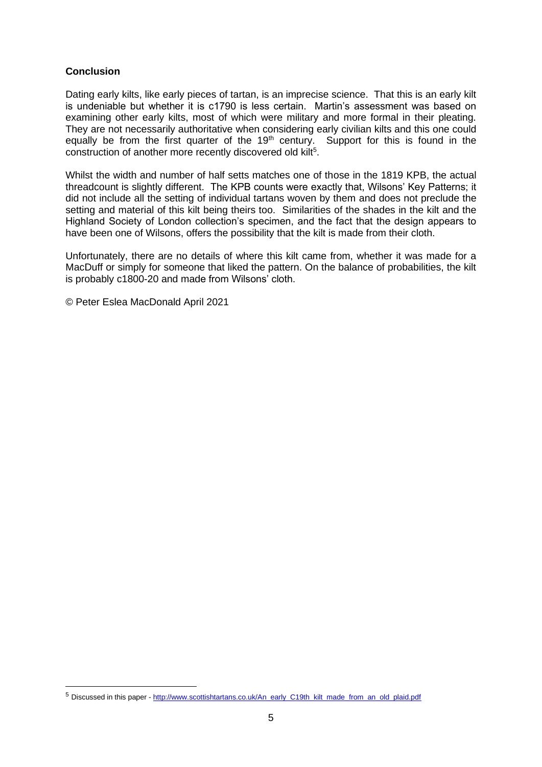**Conclusion**

Dating early kilts, like early pieces of tartan, is an imprecise science. That this is an early kilt is undeniable but whether it is c1790 is less certain. Martin's assessment was based on examining other early kilts, most of which were military and more formal in their pleating. They are not necessarily authoritative when considering early civilian kilts and this one could equally be from the first quarter of the 19th century. Support for this is found in the construction of another more recently discovered old kilt[5].

Whilst the width and number of half setts matches one of those in the 1819 KPB, the actual threadcount is slightly different. The KPB counts were exactly that, Wilsons' Key Patterns; it did not include all the setting of individual tartans woven by them and does not preclude the setting and material of this kilt being theirs too. Similarities of the shades in the kilt and the Highland Society of London collection's specimen, and the fact that the design appears to have been one of Wilsons, offers the possibility that the kilt is made from their cloth.

Unfortunately, there are no details of where this kilt came from, whether it was made for a MacDuff or simply for someone that liked the pattern. On the balance of probabilities, the kilt is probably c1800-20 and made from Wilsons' cloth.

© Peter Eslea MacDonald April 2021

---

[5] Discussed in this paper - http://www.scottishtartans.co.uk/An_early_C19th_kilt_made_from_an_old_plaid.pdf